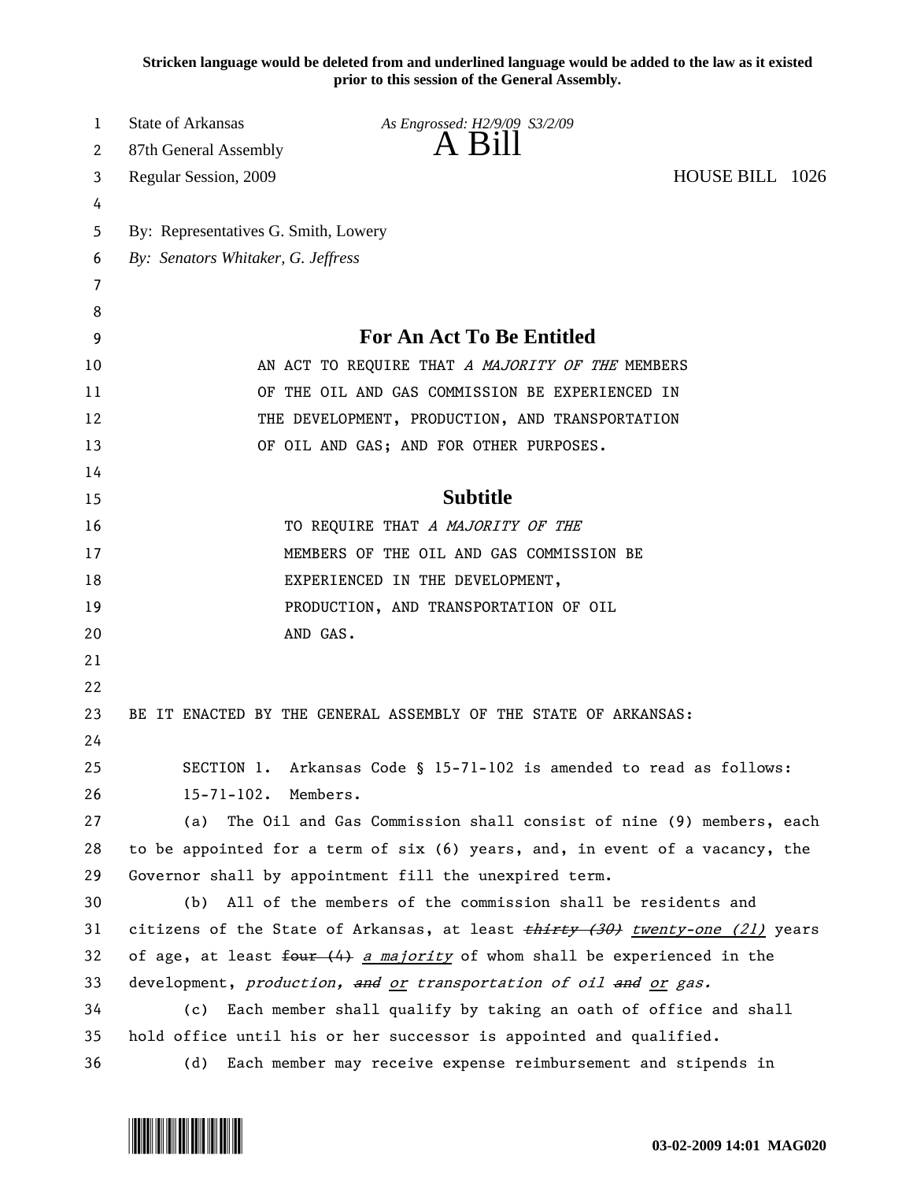**Stricken language would be deleted from and underlined language would be added to the law as it existed prior to this session of the General Assembly.**

State of Arkansas *As Engrossed: H2/9/09 S3/2/09*

87th General Assembly

# A Bill

Regular Session, 2009 HOUSE BILL 1026

By: Representatives G. Smith, Lowery

*By: Senators Whitaker, G. Jeffress*

## For An Act To Be Entitled

AN ACT TO REQUIRE THAT *A MAJORITY OF THE* MEMBERS OF THE OIL AND GAS COMMISSION BE EXPERIENCED IN THE DEVELOPMENT, PRODUCTION, AND TRANSPORTATION OF OIL AND GAS; AND FOR OTHER PURPOSES.

## Subtitle

TO REQUIRE THAT *A MAJORITY OF THE* MEMBERS OF THE OIL AND GAS COMMISSION BE EXPERIENCED IN THE DEVELOPMENT, PRODUCTION, AND TRANSPORTATION OF OIL AND GAS.

BE IT ENACTED BY THE GENERAL ASSEMBLY OF THE STATE OF ARKANSAS:

SECTION 1. Arkansas Code § 15-71-102 is amended to read as follows:

15-71-102. Members.

(a) The Oil and Gas Commission shall consist of nine (9) members, each to be appointed for a term of six (6) years, and, in event of a vacancy, the Governor shall by appointment fill the unexpired term.

(b) All of the members of the commission shall be residents and citizens of the State of Arkansas, at least ~~*thirty (30)*~~ <u>*twenty-one (21)*</u> years of age, at least ~~four (4)~~ <u>*a majority*</u> of whom shall be experienced in the development, *production,* ~~*and*~~ <u>*or*</u> *transportation of oil* ~~*and*~~ <u>*or*</u> *gas.*

(c) Each member shall qualify by taking an oath of office and shall hold office until his or her successor is appointed and qualified.

(d) Each member may receive expense reimbursement and stipends in

03-02-2009 14:01 MAG020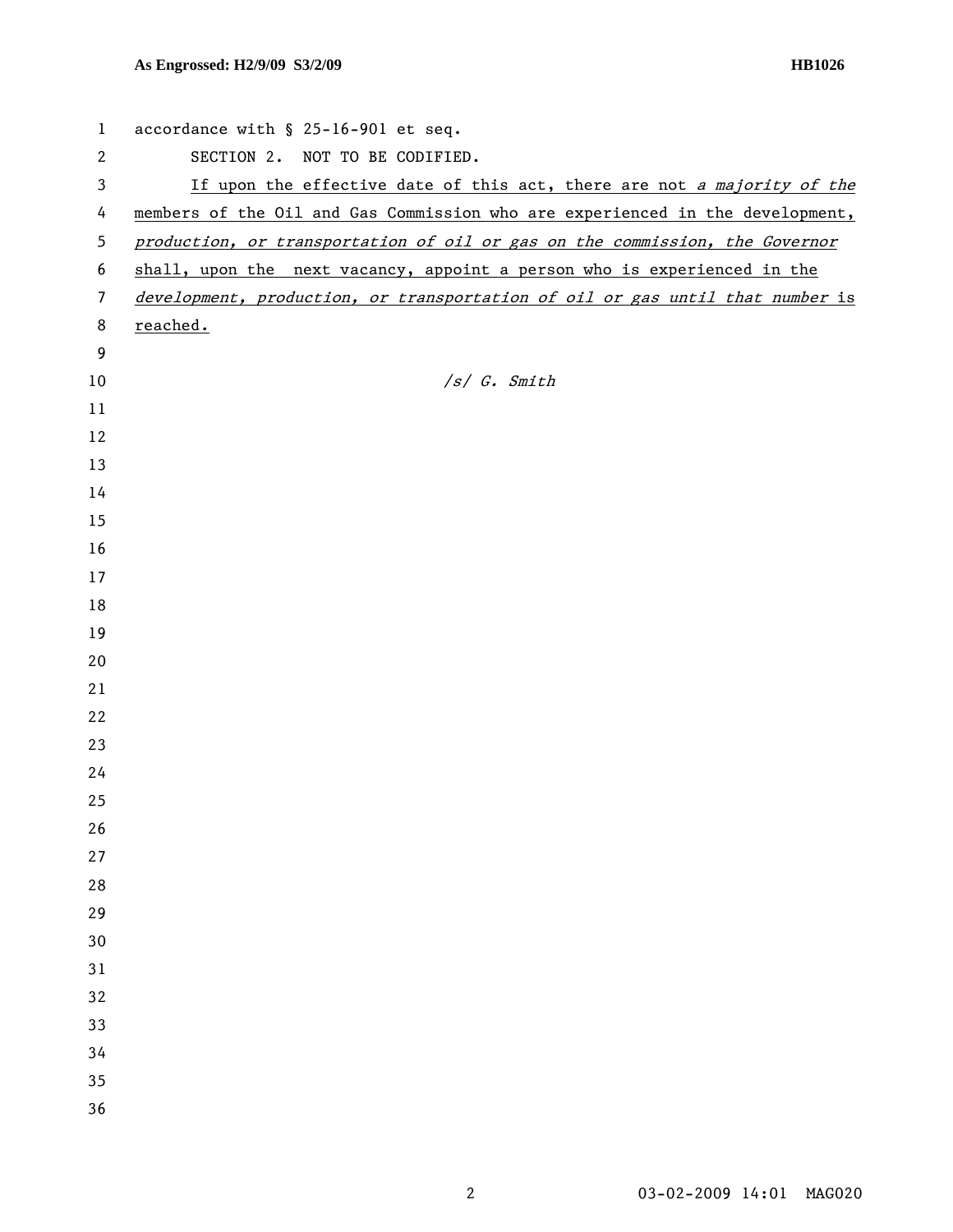accordance with § 25-16-901 et seq.

SECTION 2. NOT TO BE CODIFIED.

If upon the effective date of this act, there are not *a majority of the members of the Oil and Gas Commission who are experienced in the development, production, or transportation of oil or gas on the commission, the Governor* shall, upon the next vacancy, appoint a person who is experienced in the *development, production, or transportation of oil or gas until that number* is reached.

*/s/ G. Smith*